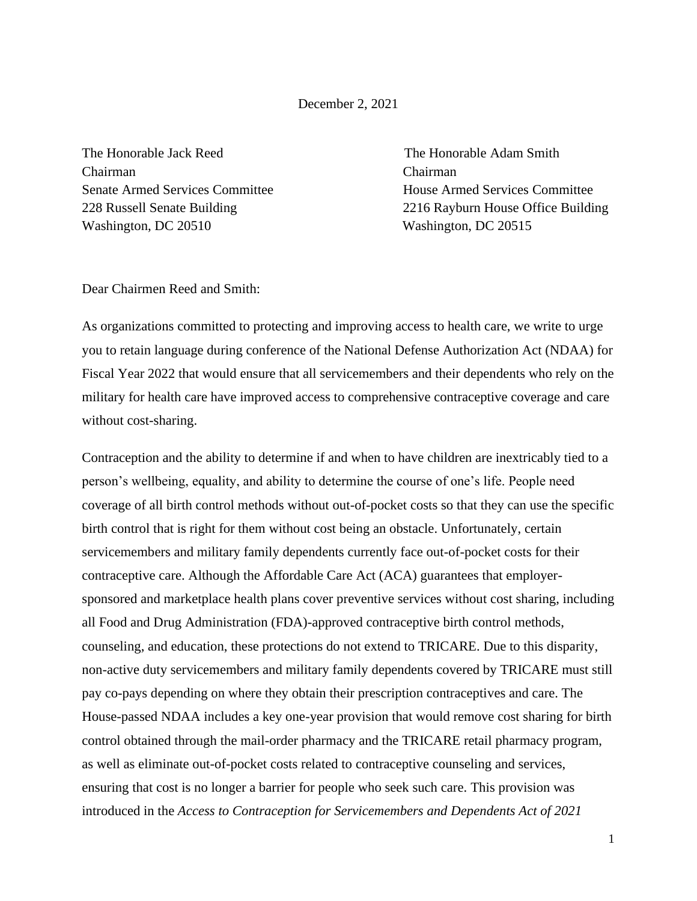December 2, 2021

The Honorable Jack Reed
Chairman
Senate Armed Services Committee
228 Russell Senate Building
Washington, DC 20510

The Honorable Adam Smith
Chairman
House Armed Services Committee
2216 Rayburn House Office Building
Washington, DC 20515

Dear Chairmen Reed and Smith:

As organizations committed to protecting and improving access to health care, we write to urge you to retain language during conference of the National Defense Authorization Act (NDAA) for Fiscal Year 2022 that would ensure that all servicemembers and their dependents who rely on the military for health care have improved access to comprehensive contraceptive coverage and care without cost-sharing.

Contraception and the ability to determine if and when to have children are inextricably tied to a person's wellbeing, equality, and ability to determine the course of one's life. People need coverage of all birth control methods without out-of-pocket costs so that they can use the specific birth control that is right for them without cost being an obstacle. Unfortunately, certain servicemembers and military family dependents currently face out-of-pocket costs for their contraceptive care. Although the Affordable Care Act (ACA) guarantees that employer-sponsored and marketplace health plans cover preventive services without cost sharing, including all Food and Drug Administration (FDA)-approved contraceptive birth control methods, counseling, and education, these protections do not extend to TRICARE. Due to this disparity, non-active duty servicemembers and military family dependents covered by TRICARE must still pay co-pays depending on where they obtain their prescription contraceptives and care. The House-passed NDAA includes a key one-year provision that would remove cost sharing for birth control obtained through the mail-order pharmacy and the TRICARE retail pharmacy program, as well as eliminate out-of-pocket costs related to contraceptive counseling and services, ensuring that cost is no longer a barrier for people who seek such care. This provision was introduced in the *Access to Contraception for Servicemembers and Dependents Act of 2021*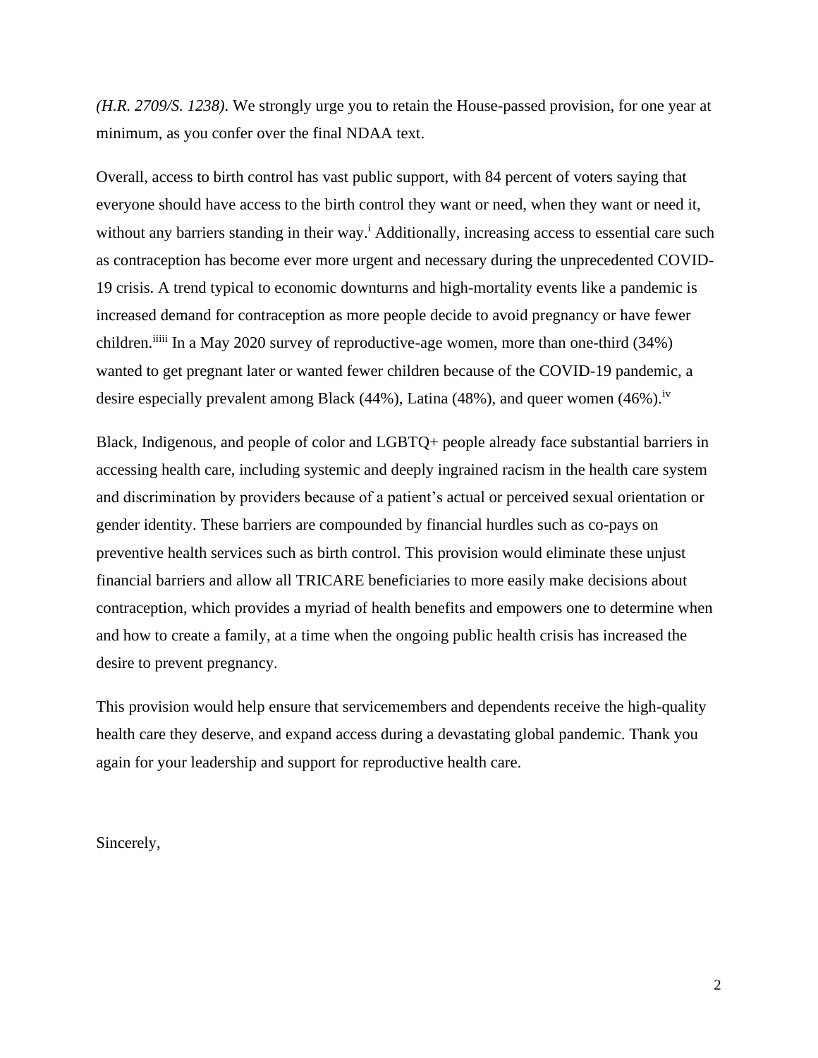*(H.R. 2709/S. 1238)*. We strongly urge you to retain the House-passed provision, for one year at minimum, as you confer over the final NDAA text.

Overall, access to birth control has vast public support, with 84 percent of voters saying that everyone should have access to the birth control they want or need, when they want or need it, without any barriers standing in their way.[i] Additionally, increasing access to essential care such as contraception has become ever more urgent and necessary during the unprecedented COVID-19 crisis. A trend typical to economic downturns and high-mortality events like a pandemic is increased demand for contraception as more people decide to avoid pregnancy or have fewer children.[ii][iii] In a May 2020 survey of reproductive-age women, more than one-third (34%) wanted to get pregnant later or wanted fewer children because of the COVID-19 pandemic, a desire especially prevalent among Black (44%), Latina (48%), and queer women (46%).[iv]

Black, Indigenous, and people of color and LGBTQ+ people already face substantial barriers in accessing health care, including systemic and deeply ingrained racism in the health care system and discrimination by providers because of a patient's actual or perceived sexual orientation or gender identity. These barriers are compounded by financial hurdles such as co-pays on preventive health services such as birth control. This provision would eliminate these unjust financial barriers and allow all TRICARE beneficiaries to more easily make decisions about contraception, which provides a myriad of health benefits and empowers one to determine when and how to create a family, at a time when the ongoing public health crisis has increased the desire to prevent pregnancy.

This provision would help ensure that servicemembers and dependents receive the high-quality health care they deserve, and expand access during a devastating global pandemic. Thank you again for your leadership and support for reproductive health care.

Sincerely,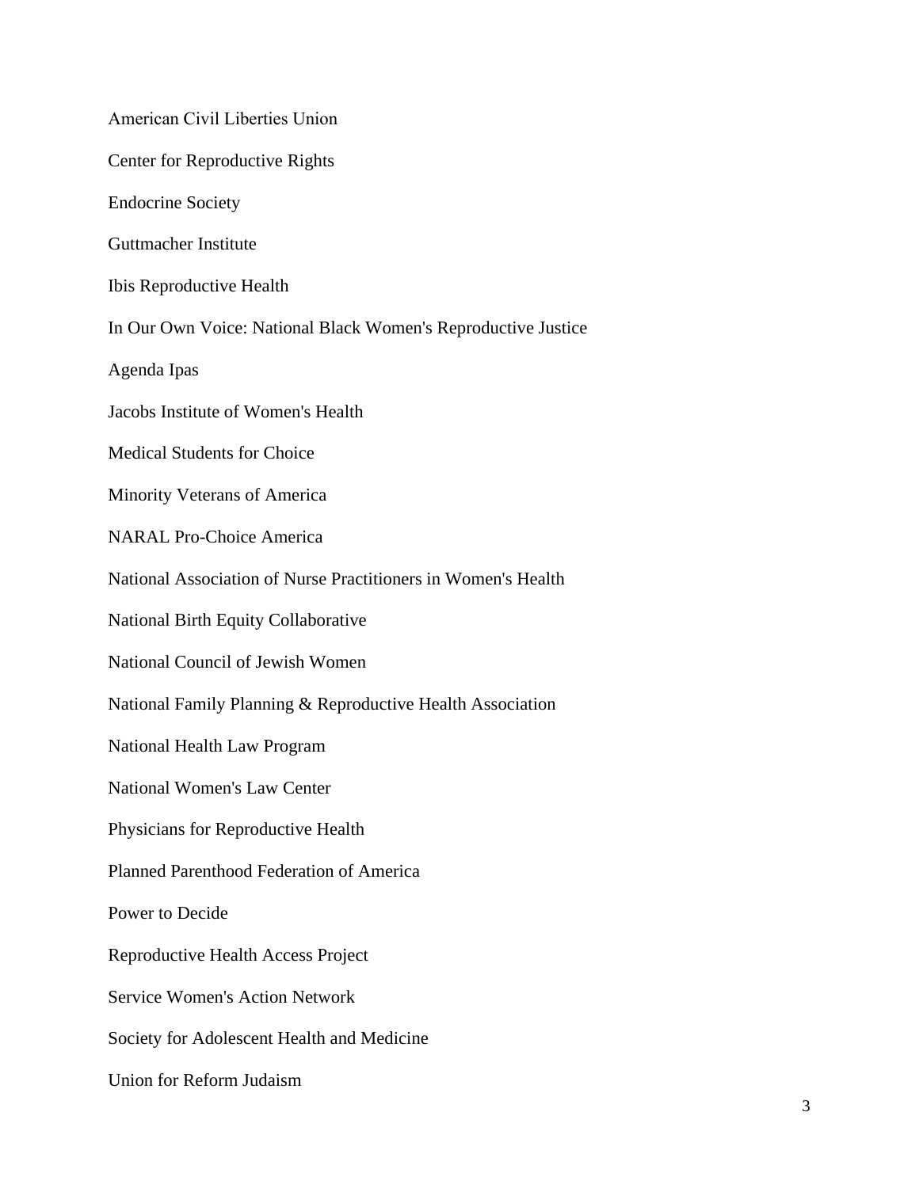American Civil Liberties Union

Center for Reproductive Rights

Endocrine Society

Guttmacher Institute

Ibis Reproductive Health

In Our Own Voice: National Black Women's Reproductive Justice

Agenda Ipas

Jacobs Institute of Women's Health

Medical Students for Choice

Minority Veterans of America

NARAL Pro-Choice America

National Association of Nurse Practitioners in Women's Health

National Birth Equity Collaborative

National Council of Jewish Women

National Family Planning & Reproductive Health Association

National Health Law Program

National Women's Law Center

Physicians for Reproductive Health

Planned Parenthood Federation of America

Power to Decide

Reproductive Health Access Project

Service Women's Action Network

Society for Adolescent Health and Medicine

Union for Reform Judaism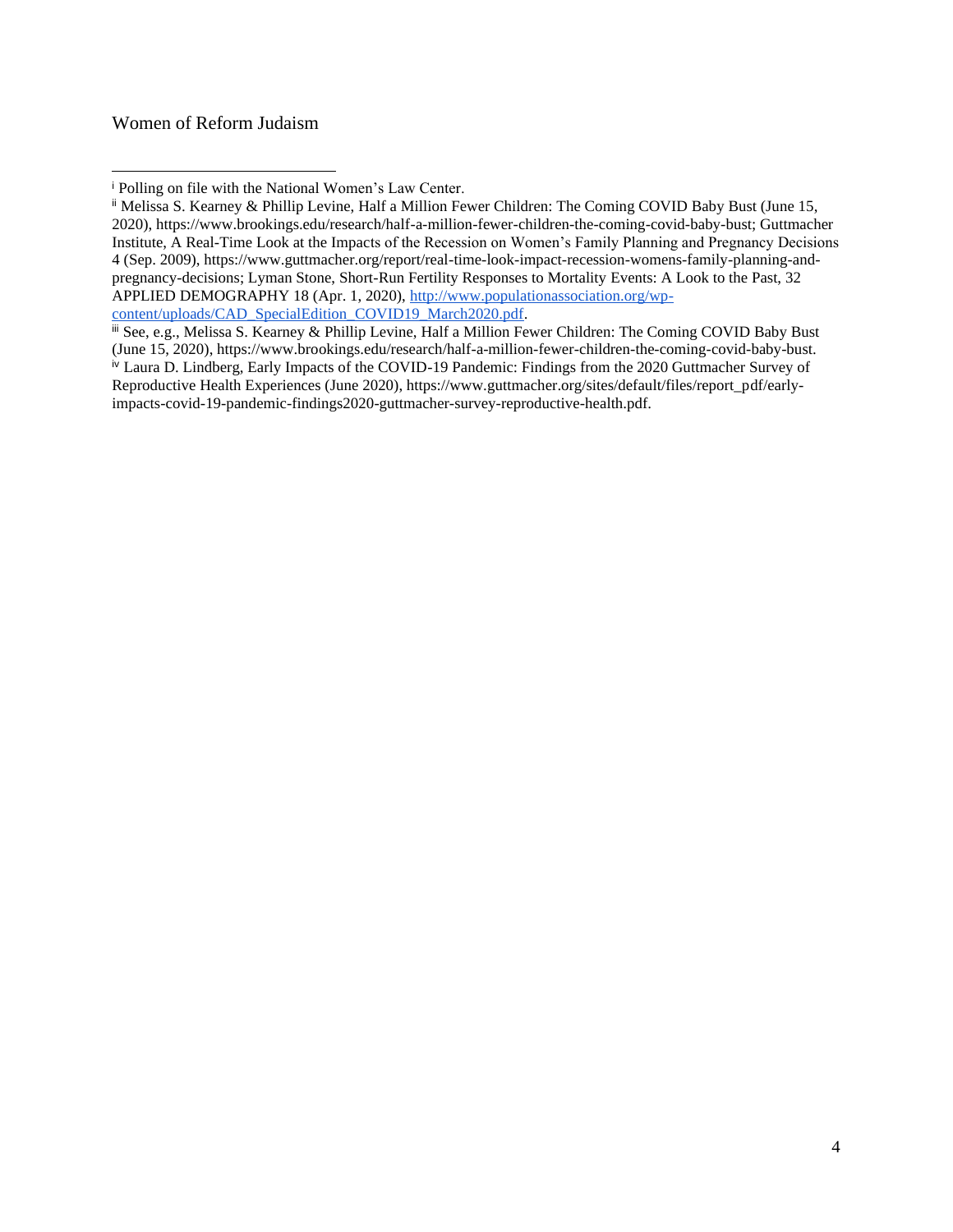Women of Reform Judaism

---

[i] Polling on file with the National Women's Law Center.

[ii] Melissa S. Kearney & Phillip Levine, Half a Million Fewer Children: The Coming COVID Baby Bust (June 15, 2020), https://www.brookings.edu/research/half-a-million-fewer-children-the-coming-covid-baby-bust; Guttmacher Institute, A Real-Time Look at the Impacts of the Recession on Women's Family Planning and Pregnancy Decisions 4 (Sep. 2009), https://www.guttmacher.org/report/real-time-look-impact-recession-womens-family-planning-and-pregnancy-decisions; Lyman Stone, Short-Run Fertility Responses to Mortality Events: A Look to the Past, 32 APPLIED DEMOGRAPHY 18 (Apr. 1, 2020), http://www.populationassociation.org/wp-content/uploads/CAD_SpecialEdition_COVID19_March2020.pdf.

[iii] See, e.g., Melissa S. Kearney & Phillip Levine, Half a Million Fewer Children: The Coming COVID Baby Bust (June 15, 2020), https://www.brookings.edu/research/half-a-million-fewer-children-the-coming-covid-baby-bust.

[iv] Laura D. Lindberg, Early Impacts of the COVID-19 Pandemic: Findings from the 2020 Guttmacher Survey of Reproductive Health Experiences (June 2020), https://www.guttmacher.org/sites/default/files/report_pdf/early-impacts-covid-19-pandemic-findings2020-guttmacher-survey-reproductive-health.pdf.